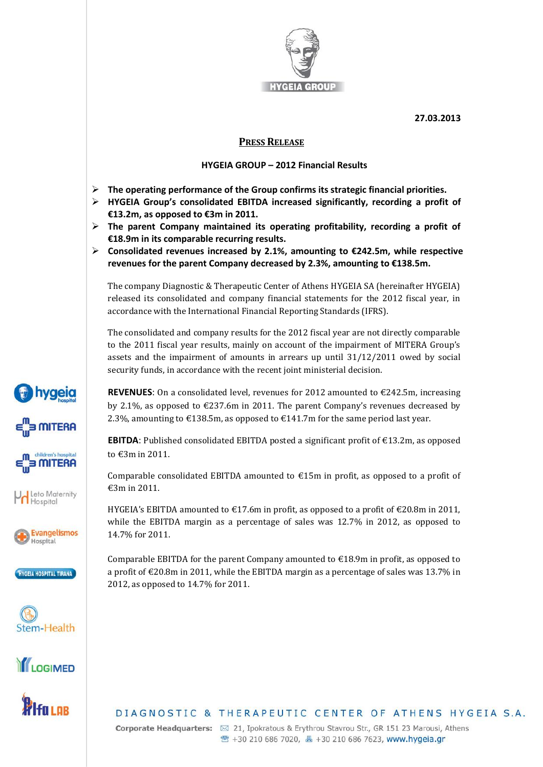27.03.2013

## PRESS RELEASE

### HYGEIA GROUP – 2012 Financial Results

- **The operating performance of the Group confirms its strategic financial priorities.**
- **HYGEIA Group's consolidated EBITDA increased significantly, recording a profit of €13.2m, as opposed to €3m in 2011.**
- **The parent Company maintained its operating profitability, recording a profit of €18.9m in its comparable recurring results.**
- **Consolidated revenues increased by 2.1%, amounting to €242.5m, while respective revenues for the parent Company decreased by 2.3%, amounting to €138.5m.**

The company Diagnostic & Therapeutic Center of Athens HYGEIA SA (hereinafter HYGEIA) released its consolidated and company financial statements for the 2012 fiscal year, in accordance with the International Financial Reporting Standards (IFRS).

The consolidated and company results for the 2012 fiscal year are not directly comparable to the 2011 fiscal year results, mainly on account of the impairment of MITERA Group's assets and the impairment of amounts in arrears up until 31/12/2011 owed by social security funds, in accordance with the recent joint ministerial decision.

**REVENUES**: On a consolidated level, revenues for 2012 amounted to €242.5m, increasing by 2.1%, as opposed to €237.6m in 2011. The parent Company's revenues decreased by 2.3%, amounting to €138.5m, as opposed to €141.7m for the same period last year.

**EBITDA**: Published consolidated EBITDA posted a significant profit of €13.2m, as opposed to €3m in 2011.

Comparable consolidated EBITDA amounted to €15m in profit, as opposed to a profit of €3m in 2011.

HYGEIA's EBITDA amounted to €17.6m in profit, as opposed to a profit of €20.8m in 2011, while the EBITDA margin as a percentage of sales was 12.7% in 2012, as opposed to 14.7% for 2011.

Comparable EBITDA for the parent Company amounted to €18.9m in profit, as opposed to a profit of €20.8m in 2011, while the EBITDA margin as a percentage of sales was 13.7% in 2012, as opposed to 14.7% for 2011.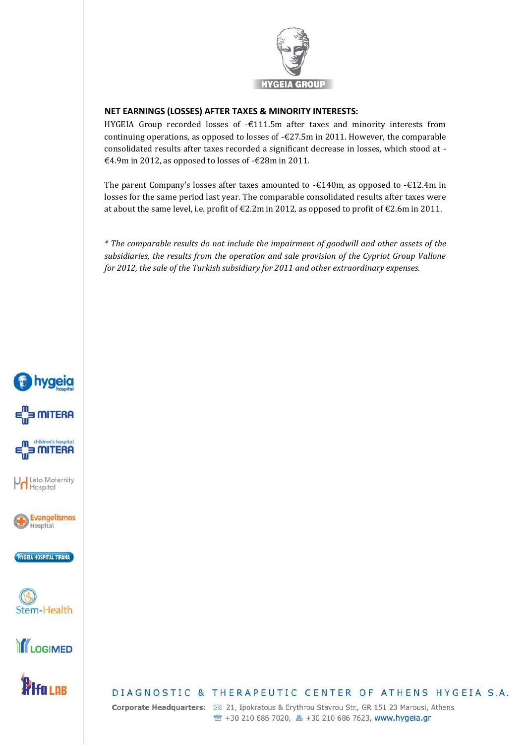### NET EARNINGS (LOSSES) AFTER TAXES & MINORITY INTERESTS:

HYGEIA Group recorded losses of -€111.5m after taxes and minority interests from continuing operations, as opposed to losses of -€27.5m in 2011. However, the comparable consolidated results after taxes recorded a significant decrease in losses, which stood at -€4.9m in 2012, as opposed to losses of -€28m in 2011.

The parent Company's losses after taxes amounted to -€140m, as opposed to -€12.4m in losses for the same period last year. The comparable consolidated results after taxes were at about the same level, i.e. profit of €2.2m in 2012, as opposed to profit of €2.6m in 2011.

*\* The comparable results do not include the impairment of goodwill and other assets of the subsidiaries, the results from the operation and sale provision of the Cypriot Group Vallone for 2012, the sale of the Turkish subsidiary for 2011 and other extraordinary expenses.*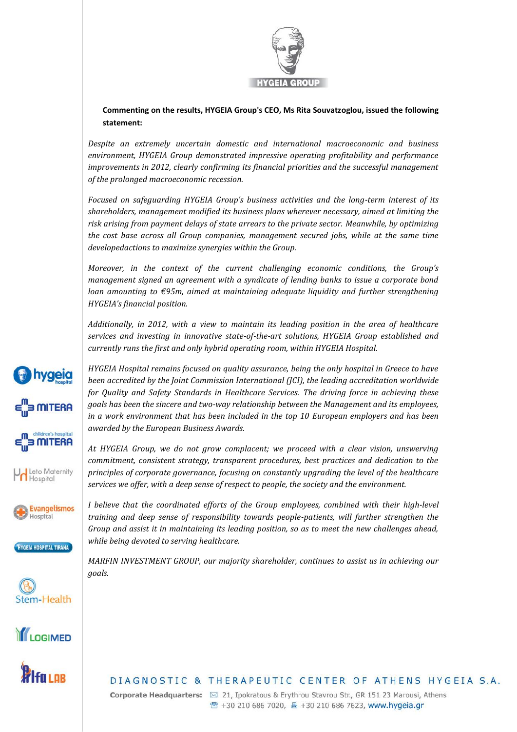**Commenting on the results, HYGEIA Group's CEO, Ms Rita Souvatzoglou, issued the following statement:**

*Despite an extremely uncertain domestic and international macroeconomic and business environment, HYGEIA Group demonstrated impressive operating profitability and performance improvements in 2012, clearly confirming its financial priorities and the successful management of the prolonged macroeconomic recession.*

*Focused on safeguarding HYGEIA Group's business activities and the long-term interest of its shareholders, management modified its business plans wherever necessary, aimed at limiting the risk arising from payment delays of state arrears to the private sector. Meanwhile, by optimizing the cost base across all Group companies, management secured jobs, while at the same time developedactions to maximize synergies within the Group.*

*Moreover, in the context of the current challenging economic conditions, the Group's management signed an agreement with a syndicate of lending banks to issue a corporate bond loan amounting to €95m, aimed at maintaining adequate liquidity and further strengthening HYGEIA's financial position.*

*Additionally, in 2012, with a view to maintain its leading position in the area of healthcare services and investing in innovative state-of-the-art solutions, HYGEIA Group established and currently runs the first and only hybrid operating room, within HYGEIA Hospital.*

*HYGEIA Hospital remains focused on quality assurance, being the only hospital in Greece to have been accredited by the Joint Commission International (JCI), the leading accreditation worldwide for Quality and Safety Standards in Healthcare Services. The driving force in achieving these goals has been the sincere and two-way relationship between the Management and its employees, in a work environment that has been included in the top 10 European employers and has been awarded by the European Business Awards.*

*At HYGEIA Group, we do not grow complacent; we proceed with a clear vision, unswerving commitment, consistent strategy, transparent procedures, best practices and dedication to the principles of corporate governance, focusing on constantly upgrading the level of the healthcare services we offer, with a deep sense of respect to people, the society and the environment.*

*I believe that the coordinated efforts of the Group employees, combined with their high-level training and deep sense of responsibility towards people-patients, will further strengthen the Group and assist it in maintaining its leading position, so as to meet the new challenges ahead, while being devoted to serving healthcare.*

*MARFIN INVESTMENT GROUP, our majority shareholder, continues to assist us in achieving our goals.*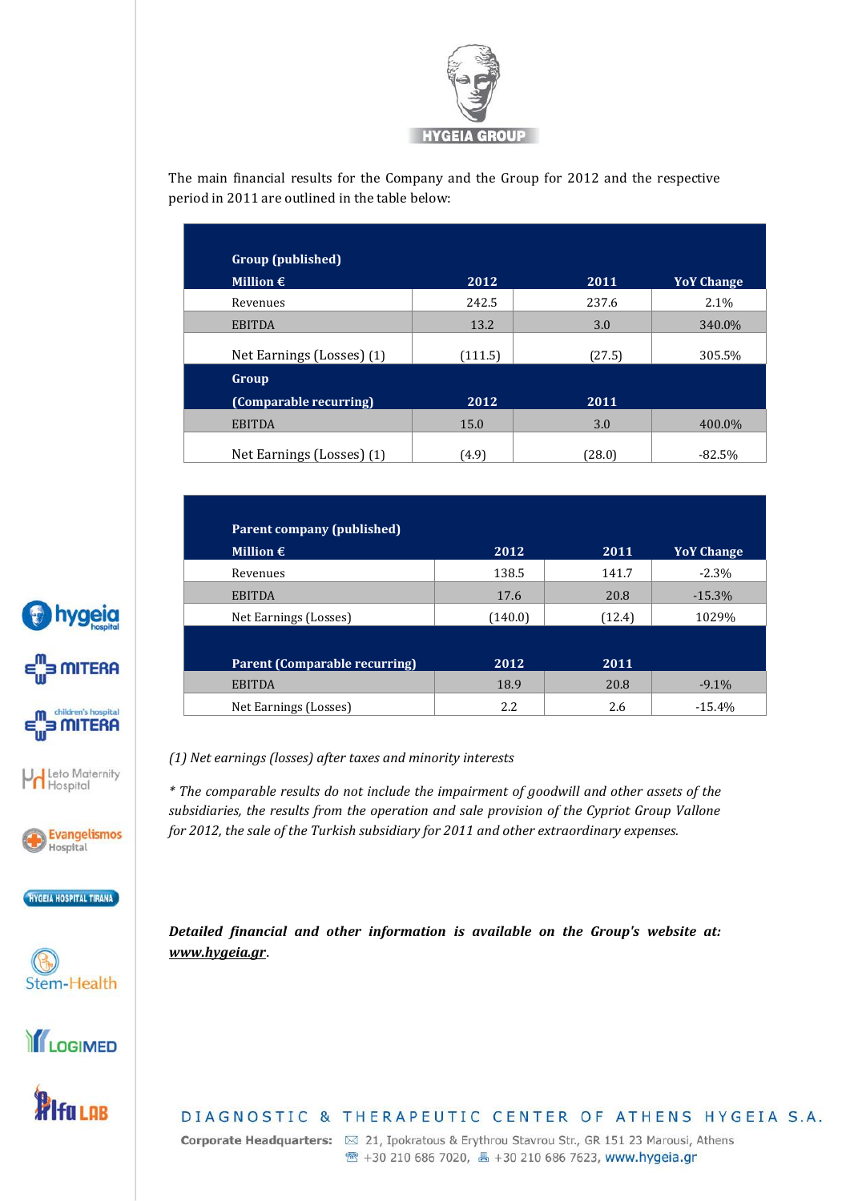The main financial results for the Company and the Group for 2012 and the respective period in 2011 are outlined in the table below:

| Group (published)<br>Million € | 2012 | 2011 | YoY Change |
|---|---|---|---|
| Revenues | 242.5 | 237.6 | 2.1% |
| EBITDA | 13.2 | 3.0 | 340.0% |
| Net Earnings (Losses) (1) | (111.5) | (27.5) | 305.5% |
| **Group<br>(Comparable recurring)** | **2012** | **2011** | |
| EBITDA | 15.0 | 3.0 | 400.0% |
| Net Earnings (Losses) (1) | (4.9) | (28.0) | -82.5% |

| Parent company (published)<br>Million € | 2012 | 2011 | YoY Change |
|---|---|---|---|
| Revenues | 138.5 | 141.7 | -2.3% |
| EBITDA | 17.6 | 20.8 | -15.3% |
| Net Earnings (Losses) | (140.0) | (12.4) | 1029% |
| **Parent (Comparable recurring)** | **2012** | **2011** | |
| EBITDA | 18.9 | 20.8 | -9.1% |
| Net Earnings (Losses) | 2.2 | 2.6 | -15.4% |

*(1) Net earnings (losses) after taxes and minority interests*

*\* The comparable results do not include the impairment of goodwill and other assets of the subsidiaries, the results from the operation and sale provision of the Cypriot Group Vallone for 2012, the sale of the Turkish subsidiary for 2011 and other extraordinary expenses.*

***Detailed financial and other information is available on the Group's website at: www.hygeia.gr.***

DIAGNOSTIC & THERAPEUTIC CENTER OF ATHENS HYGEIA S.A.

Corporate Headquarters: 21, Ipokratous & Erythrou Stavrou Str., GR 151 23 Marousi, Athens
+30 210 686 7020, +30 210 686 7623, www.hygeia.gr